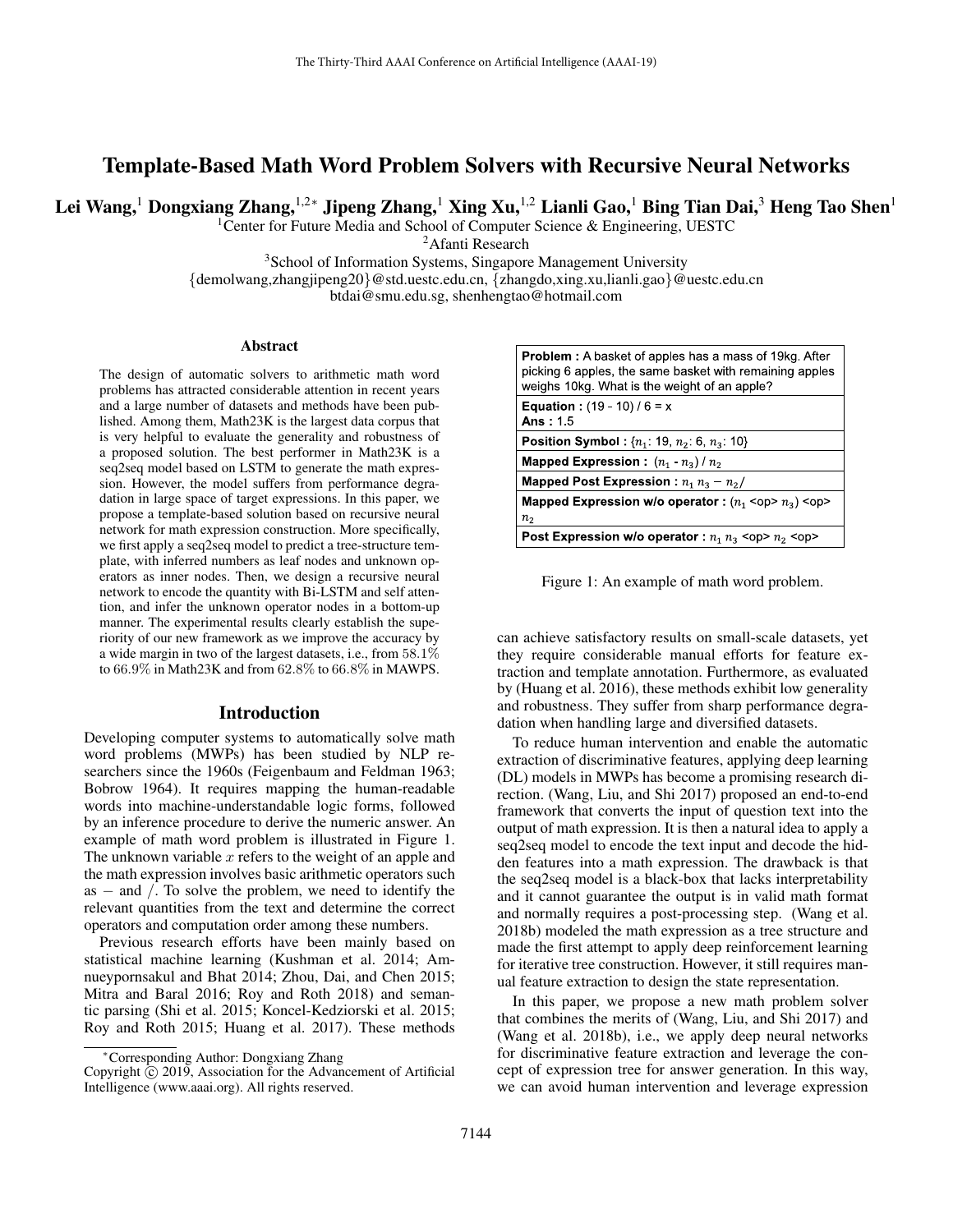# Template-Based Math Word Problem Solvers with Recursive Neural Networks

**Lei Wang,[1] Dongxiang Zhang,[1,2*] Jipeng Zhang,[1] Xing Xu,[1,2] Lianli Gao,[1] Bing Tian Dai,[3] Heng Tao Shen[1]**

[1]Center for Future Media and School of Computer Science & Engineering, UESTC
[2]Afanti Research
[3]School of Information Systems, Singapore Management University
{demolwang,zhangjipeng20}@std.uestc.edu.cn, {zhangdo,xing.xu,lianli.gao}@uestc.edu.cn
btdai@smu.edu.sg, shenhengtao@hotmail.com

## Abstract

The design of automatic solvers to arithmetic math word problems has attracted considerable attention in recent years and a large number of datasets and methods have been published. Among them, Math23K is the largest data corpus that is very helpful to evaluate the generality and robustness of a proposed solution. The best performer in Math23K is a seq2seq model based on LSTM to generate the math expression. However, the model suffers from performance degradation in large space of target expressions. In this paper, we propose a template-based solution based on recursive neural network for math expression construction. More specifically, we first apply a seq2seq model to predict a tree-structure template, with inferred numbers as leaf nodes and unknown operators as inner nodes. Then, we design a recursive neural network to encode the quantity with Bi-LSTM and self attention, and infer the unknown operator nodes in a bottom-up manner. The experimental results clearly establish the superiority of our new framework as we improve the accuracy by a wide margin in two of the largest datasets, i.e., from 58.1% to 66.9% in Math23K and from 62.8% to 66.8% in MAWPS.

## Introduction

Developing computer systems to automatically solve math word problems (MWPs) has been studied by NLP researchers since the 1960s (Feigenbaum and Feldman 1963; Bobrow 1964). It requires mapping the human-readable words into machine-understandable logic forms, followed by an inference procedure to derive the numeric answer. An example of math word problem is illustrated in Figure 1. The unknown variable $x$ refers to the weight of an apple and the math expression involves basic arithmetic operators such as $-$ and $/$. To solve the problem, we need to identify the relevant quantities from the text and determine the correct operators and computation order among these numbers.

| **Problem :** A basket of apples has a mass of 19kg. After picking 6 apples, the same basket with remaining apples weighs 10kg. What is the weight of an apple? |
|---|
| **Equation :** (19 - 10) / 6 = x <br> **Ans :** 1.5 |
| **Position Symbol :** {$n_1$: 19, $n_2$: 6, $n_3$: 10} |
| **Mapped Expression :** ($n_1$ - $n_3$) / $n_2$ |
| **Mapped Post Expression :** $n_1$ $n_3$ $-$ $n_2$/ |
| **Mapped Expression w/o operator :** ($n_1$ <op> $n_3$) <op> $n_2$ |
| **Post Expression w/o operator :** $n_1$ $n_3$ <op> $n_2$ <op> |

Figure 1: An example of math word problem.

Previous research efforts have been mainly based on statistical machine learning (Kushman et al. 2014; Amnueypornsakul and Bhat 2014; Zhou, Dai, and Chen 2015; Mitra and Baral 2016; Roy and Roth 2018) and semantic parsing (Shi et al. 2015; Koncel-Kedziorski et al. 2015; Roy and Roth 2015; Huang et al. 2017). These methods can achieve satisfactory results on small-scale datasets, yet they require considerable manual efforts for feature extraction and template annotation. Furthermore, as evaluated by (Huang et al. 2016), these methods exhibit low generality and robustness. They suffer from sharp performance degradation when handling large and diversified datasets.

To reduce human intervention and enable the automatic extraction of discriminative features, applying deep learning (DL) models in MWPs has become a promising research direction. (Wang, Liu, and Shi 2017) proposed an end-to-end framework that converts the input of question text into the output of math expression. It is then a natural idea to apply a seq2seq model to encode the text input and decode the hidden features into a math expression. The drawback is that the seq2seq model is a black-box that lacks interpretability and it cannot guarantee the output is in valid math format and normally requires a post-processing step. (Wang et al. 2018b) modeled the math expression as a tree structure and made the first attempt to apply deep reinforcement learning for iterative tree construction. However, it still requires manual feature extraction to design the state representation.

In this paper, we propose a new math problem solver that combines the merits of (Wang, Liu, and Shi 2017) and (Wang et al. 2018b), i.e., we apply deep neural networks for discriminative feature extraction and leverage the concept of expression tree for answer generation. In this way, we can avoid human intervention and leverage expression

*Corresponding Author: Dongxiang Zhang
Copyright © 2019, Association for the Advancement of Artificial Intelligence (www.aaai.org). All rights reserved.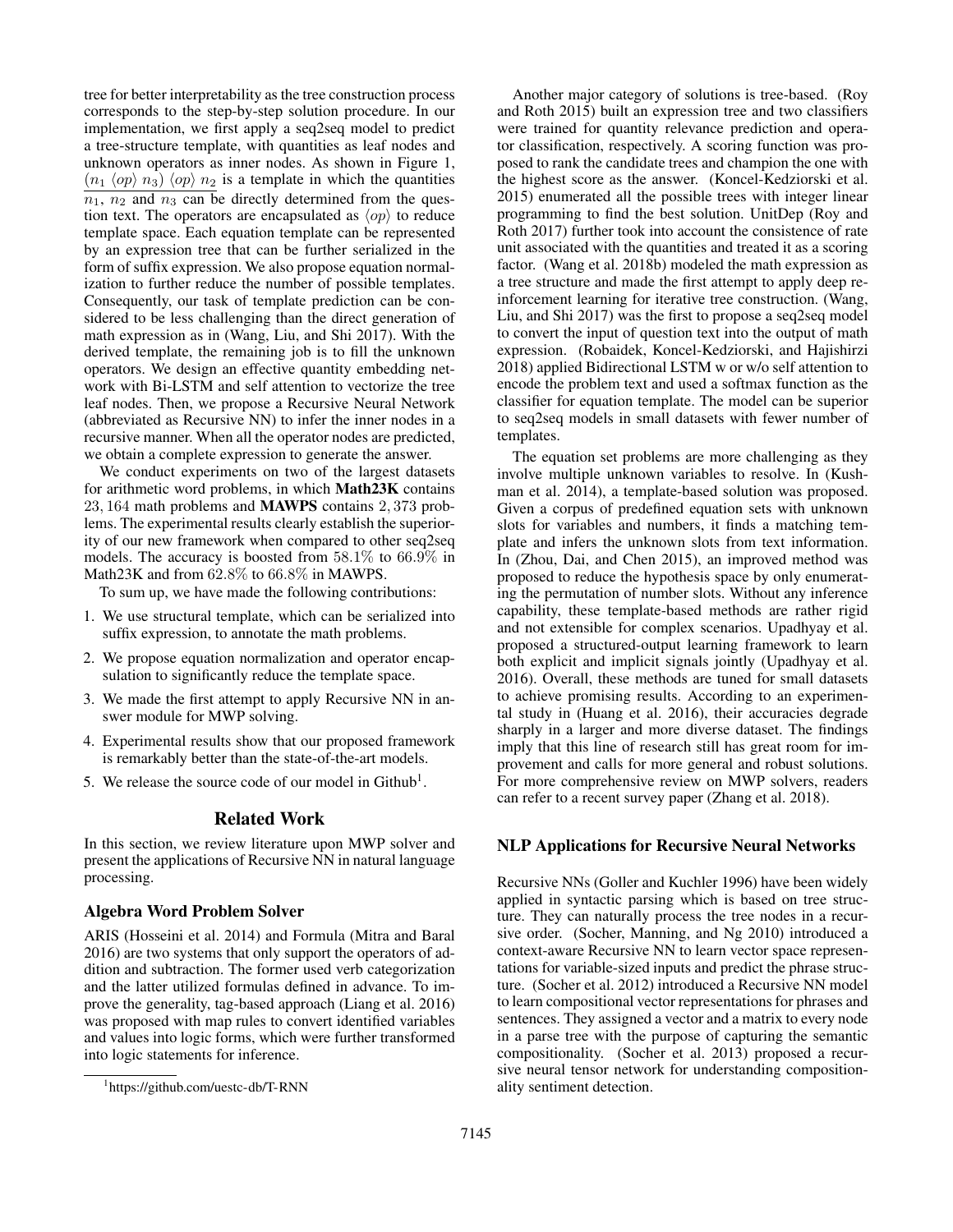tree for better interpretability as the tree construction process corresponds to the step-by-step solution procedure. In our implementation, we first apply a seq2seq model to predict a tree-structure template, with quantities as leaf nodes and unknown operators as inner nodes. As shown in Figure 1, $\overline{(n_1 \langle op \rangle n_3) \langle op \rangle n_2}$ is a template in which the quantities $n_1$, $n_2$ and $n_3$ can be directly determined from the question text. The operators are encapsulated as $\langle op \rangle$ to reduce template space. Each equation template can be represented by an expression tree that can be further serialized in the form of suffix expression. We also propose equation normalization to further reduce the number of possible templates. Consequently, our task of template prediction can be considered to be less challenging than the direct generation of math expression as in (Wang, Liu, and Shi 2017). With the derived template, the remaining job is to fill the unknown operators. We design an effective quantity embedding network with Bi-LSTM and self attention to vectorize the tree leaf nodes. Then, we propose a Recursive Neural Network (abbreviated as Recursive NN) to infer the inner nodes in a recursive manner. When all the operator nodes are predicted, we obtain a complete expression to generate the answer.

We conduct experiments on two of the largest datasets for arithmetic word problems, in which **Math23K** contains $23,164$ math problems and **MAWPS** contains $2,373$ problems. The experimental results clearly establish the superiority of our new framework when compared to other seq2seq models. The accuracy is boosted from $58.1\%$ to $66.9\%$ in Math23K and from $62.8\%$ to $66.8\%$ in MAWPS.

To sum up, we have made the following contributions:

1. We use structural template, which can be serialized into suffix expression, to annotate the math problems.
2. We propose equation normalization and operator encapsulation to significantly reduce the template space.
3. We made the first attempt to apply Recursive NN in answer module for MWP solving.
4. Experimental results show that our proposed framework is remarkably better than the state-of-the-art models.
5. We release the source code of our model in Github[1].

## Related Work

In this section, we review literature upon MWP solver and present the applications of Recursive NN in natural language processing.

### Algebra Word Problem Solver

ARIS (Hosseini et al. 2014) and Formula (Mitra and Baral 2016) are two systems that only support the operators of addition and subtraction. The former used verb categorization and the latter utilized formulas defined in advance. To improve the generality, tag-based approach (Liang et al. 2016) was proposed with map rules to convert identified variables and values into logic forms, which were further transformed into logic statements for inference.

Another major category of solutions is tree-based. (Roy and Roth 2015) built an expression tree and two classifiers were trained for quantity relevance prediction and operator classification, respectively. A scoring function was proposed to rank the candidate trees and champion the one with the highest score as the answer. (Koncel-Kedziorski et al. 2015) enumerated all the possible trees with integer linear programming to find the best solution. UnitDep (Roy and Roth 2017) further took into account the consistence of rate unit associated with the quantities and treated it as a scoring factor. (Wang et al. 2018b) modeled the math expression as a tree structure and made the first attempt to apply deep reinforcement learning for iterative tree construction. (Wang, Liu, and Shi 2017) was the first to propose a seq2seq model to convert the input of question text into the output of math expression. (Robaidek, Koncel-Kedziorski, and Hajishirzi 2018) applied Bidirectional LSTM w or w/o self attention to encode the problem text and used a softmax function as the classifier for equation template. The model can be superior to seq2seq models in small datasets with fewer number of templates.

The equation set problems are more challenging as they involve multiple unknown variables to resolve. In (Kushman et al. 2014), a template-based solution was proposed. Given a corpus of predefined equation sets with unknown slots for variables and numbers, it finds a matching template and infers the unknown slots from text information. In (Zhou, Dai, and Chen 2015), an improved method was proposed to reduce the hypothesis space by only enumerating the permutation of number slots. Without any inference capability, these template-based methods are rather rigid and not extensible for complex scenarios. Upadhyay et al. proposed a structured-output learning framework to learn both explicit and implicit signals jointly (Upadhyay et al. 2016). Overall, these methods are tuned for small datasets to achieve promising results. According to an experimental study in (Huang et al. 2016), their accuracies degrade sharply in a larger and more diverse dataset. The findings imply that this line of research still has great room for improvement and calls for more general and robust solutions. For more comprehensive review on MWP solvers, readers can refer to a recent survey paper (Zhang et al. 2018).

### NLP Applications for Recursive Neural Networks

Recursive NNs (Goller and Kuchler 1996) have been widely applied in syntactic parsing which is based on tree structure. They can naturally process the tree nodes in a recursive order. (Socher, Manning, and Ng 2010) introduced a context-aware Recursive NN to learn vector space representations for variable-sized inputs and predict the phrase structure. (Socher et al. 2012) introduced a Recursive NN model to learn compositional vector representations for phrases and sentences. They assigned a vector and a matrix to every node in a parse tree with the purpose of capturing the semantic compositionality. (Socher et al. 2013) proposed a recursive neural tensor network for understanding compositionality sentiment detection.

[1] https://github.com/uestc-db/T-RNN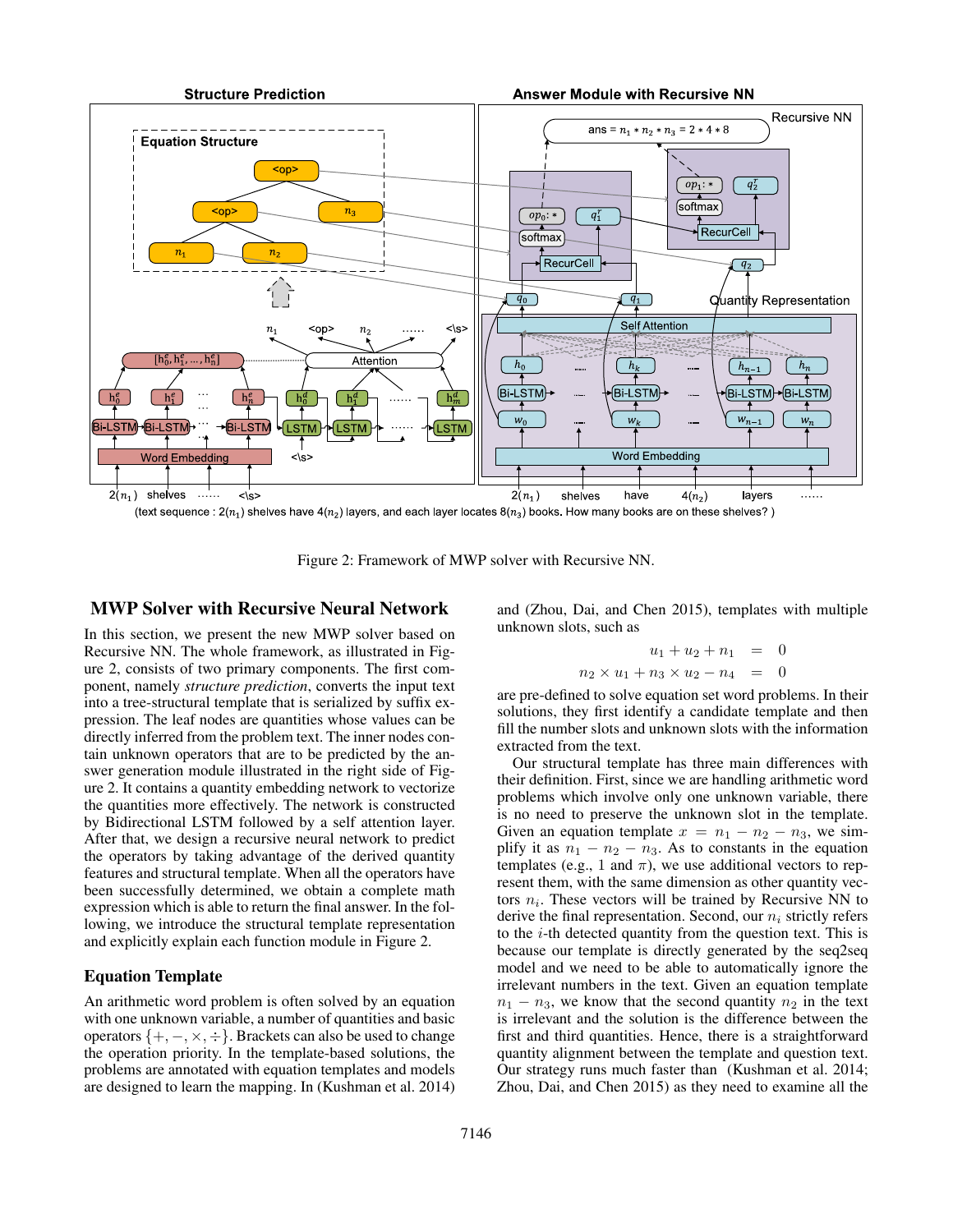Figure 2: Framework of MWP solver with Recursive NN.

## MWP Solver with Recursive Neural Network

In this section, we present the new MWP solver based on Recursive NN. The whole framework, as illustrated in Figure 2, consists of two primary components. The first component, namely *structure prediction*, converts the input text into a tree-structural template that is serialized by suffix expression. The leaf nodes are quantities whose values can be directly inferred from the problem text. The inner nodes contain unknown operators that are to be predicted by the answer generation module illustrated in the right side of Figure 2. It contains a quantity embedding network to vectorize the quantities more effectively. The network is constructed by Bidirectional LSTM followed by a self attention layer. After that, we design a recursive neural network to predict the operators by taking advantage of the derived quantity features and structural template. When all the operators have been successfully determined, we obtain a complete math expression which is able to return the final answer. In the following, we introduce the structural template representation and explicitly explain each function module in Figure 2.

### Equation Template

An arithmetic word problem is often solved by an equation with one unknown variable, a number of quantities and basic operators $\{+, -, \times, \div\}$. Brackets can also be used to change the operation priority. In the template-based solutions, the problems are annotated with equation templates and models are designed to learn the mapping. In (Kushman et al. 2014) and (Zhou, Dai, and Chen 2015), templates with multiple unknown slots, such as

$$
\begin{aligned}
u_1 + u_2 + n_1 &= 0 \\
n_2 \times u_1 + n_3 \times u_2 - n_4 &= 0
\end{aligned}
$$

are pre-defined to solve equation set word problems. In their solutions, they first identify a candidate template and then fill the number slots and unknown slots with the information extracted from the text.

Our structural template has three main differences with their definition. First, since we are handling arithmetic word problems which involve only one unknown variable, there is no need to preserve the unknown slot in the template. Given an equation template $x = n_1 - n_2 - n_3$, we simplify it as $n_1 - n_2 - n_3$. As to constants in the equation templates (e.g., 1 and $\pi$), we use additional vectors to represent them, with the same dimension as other quantity vectors $n_i$. These vectors will be trained by Recursive NN to derive the final representation. Second, our $n_i$ strictly refers to the $i$-th detected quantity from the question text. This is because our template is directly generated by the seq2seq model and we need to be able to automatically ignore the irrelevant numbers in the text. Given an equation template $n_1 - n_3$, we know that the second quantity $n_2$ in the text is irrelevant and the solution is the difference between the first and third quantities. Hence, there is a straightforward quantity alignment between the template and question text. Our strategy runs much faster than (Kushman et al. 2014; Zhou, Dai, and Chen 2015) as they need to examine all the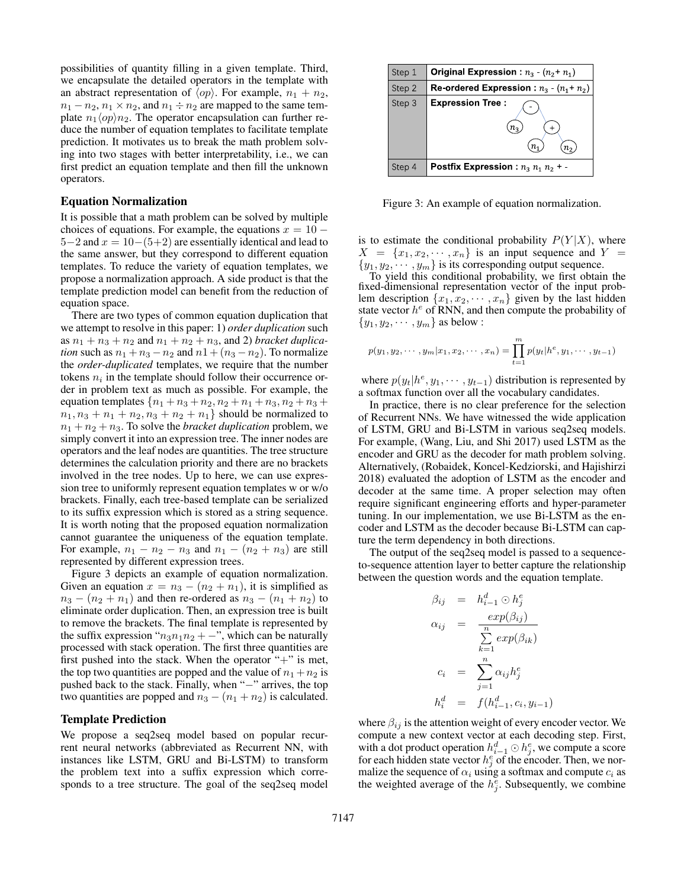possibilities of quantity filling in a given template. Third, we encapsulate the detailed operators in the template with an abstract representation of $\langle op \rangle$. For example, $n_1 + n_2$, $n_1 - n_2$, $n_1 \times n_2$, and $n_1 \div n_2$ are mapped to the same template $n_1 \langle op \rangle n_2$. The operator encapsulation can further reduce the number of equation templates to facilitate template prediction. It motivates us to break the math problem solving into two stages with better interpretability, i.e., we can first predict an equation template and then fill the unknown operators.

### Equation Normalization

It is possible that a math problem can be solved by multiple choices of equations. For example, the equations $x = 10 - 5 - 2$ and $x = 10 - (5+2)$ are essentially identical and lead to the same answer, but they correspond to different equation templates. To reduce the variety of equation templates, we propose a normalization approach. A side product is that the template prediction model can benefit from the reduction of equation space.

There are two types of common equation duplication that we attempt to resolve in this paper: 1) *order duplication* such as $n_1 + n_3 + n_2$ and $n_1 + n_2 + n_3$, and 2) *bracket duplication* such as $n_1 + n_3 - n_2$ and $n1 + (n_3 - n_2)$. To normalize the *order-duplicated* templates, we require that the number tokens $n_i$ in the template should follow their occurrence order in problem text as much as possible. For example, the equation templates $\{n_1 + n_3 + n_2, n_2 + n_1 + n_3, n_2 + n_3 + n_1, n_3 + n_1 + n_2, n_3 + n_2 + n_1\}$ should be normalized to $n_1 + n_2 + n_3$. To solve the *bracket duplication* problem, we simply convert it into an expression tree. The inner nodes are operators and the leaf nodes are quantities. The tree structure determines the calculation priority and there are no brackets involved in the tree nodes. Up to here, we can use expression tree to uniformly represent equation templates w or w/o brackets. Finally, each tree-based template can be serialized to its suffix expression which is stored as a string sequence. It is worth noting that the proposed equation normalization cannot guarantee the uniqueness of the equation template. For example, $n_1 - n_2 - n_3$ and $n_1 - (n_2 + n_3)$ are still represented by different expression trees.

Figure 3 depicts an example of equation normalization. Given an equation $x = n_3 - (n_2 + n_1)$, it is simplified as $n_3 - (n_2 + n_1)$ and then re-ordered as $n_3 - (n_1 + n_2)$ to eliminate order duplication. Then, an expression tree is built to remove the brackets. The final template is represented by the suffix expression "$n_3 n_1 n_2 + -$", which can be naturally processed with stack operation. The first three quantities are first pushed into the stack. When the operator "+" is met, the top two quantities are popped and the value of $n_1 + n_2$ is pushed back to the stack. Finally, when "$-$" arrives, the top two quantities are popped and $n_3 - (n_1 + n_2)$ is calculated.

| Step | |
|---|---|
| Step 1 | **Original Expression :** $n_3$ - ($n_2$+ $n_1$) |
| Step 2 | **Re-ordered Expression :** $n_3$ - ($n_1$+ $n_2$) |
| Step 3 | **Expression Tree :** (- with children $n_3$ and +; + with children $n_1$ and $n_2$) |
| Step 4 | **Postfix Expression :** $n_3$ $n_1$ $n_2$ + - |

Figure 3: An example of equation normalization.

### Template Prediction

We propose a seq2seq model based on popular recurrent neural networks (abbreviated as Recurrent NN, with instances like LSTM, GRU and Bi-LSTM) to transform the problem text into a suffix expression which corresponds to a tree structure. The goal of the seq2seq model is to estimate the conditional probability $P(Y|X)$, where $X = \{x_1, x_2, \cdots, x_n\}$ is an input sequence and $Y = \{y_1, y_2, \cdots, y_m\}$ is its corresponding output sequence.

To yield this conditional probability, we first obtain the fixed-dimensional representation vector of the input problem description $\{x_1, x_2, \cdots, x_n\}$ given by the last hidden state vector $h^e$ of RNN, and then compute the probability of $\{y_1, y_2, \cdots, y_m\}$ as below :

$$p(y_1, y_2, \cdots, y_m | x_1, x_2, \cdots, x_n) = \prod_{t=1}^{m} p(y_t | h^e, y_1, \cdots, y_{t-1})$$

where $p(y_t | h^e, y_1, \cdots, y_{t-1})$ distribution is represented by a softmax function over all the vocabulary candidates.

In practice, there is no clear preference for the selection of Recurrent NNs. We have witnessed the wide application of LSTM, GRU and Bi-LSTM in various seq2seq models. For example, (Wang, Liu, and Shi 2017) used LSTM as the encoder and GRU as the decoder for math problem solving. Alternatively, (Robaidek, Koncel-Kedziorski, and Hajishirzi 2018) evaluated the adoption of LSTM as the encoder and decoder at the same time. A proper selection may often require significant engineering efforts and hyper-parameter tuning. In our implementation, we use Bi-LSTM as the encoder and LSTM as the decoder because Bi-LSTM can capture the term dependency in both directions.

The output of the seq2seq model is passed to a sequence-to-sequence attention layer to better capture the relationship between the question words and the equation template.

$$
\begin{aligned}
\beta_{ij} &= h_{i-1}^d \odot h_j^e \\
\alpha_{ij} &= \frac{exp(\beta_{ij})}{\sum_{k=1}^{n} exp(\beta_{ik})} \\
c_i &= \sum_{j=1}^{n} \alpha_{ij} h_j^e \\
h_i^d &= f(h_{i-1}^d, c_i, y_{i-1})
\end{aligned}
$$

where $\beta_{ij}$ is the attention weight of every encoder vector. We compute a new context vector at each decoding step. First, with a dot product operation $h_{i-1}^d \odot h_j^e$, we compute a score for each hidden state vector $h_j^e$ of the encoder. Then, we normalize the sequence of $\alpha_i$ using a softmax and compute $c_i$ as the weighted average of the $h_j^e$. Subsequently, we combine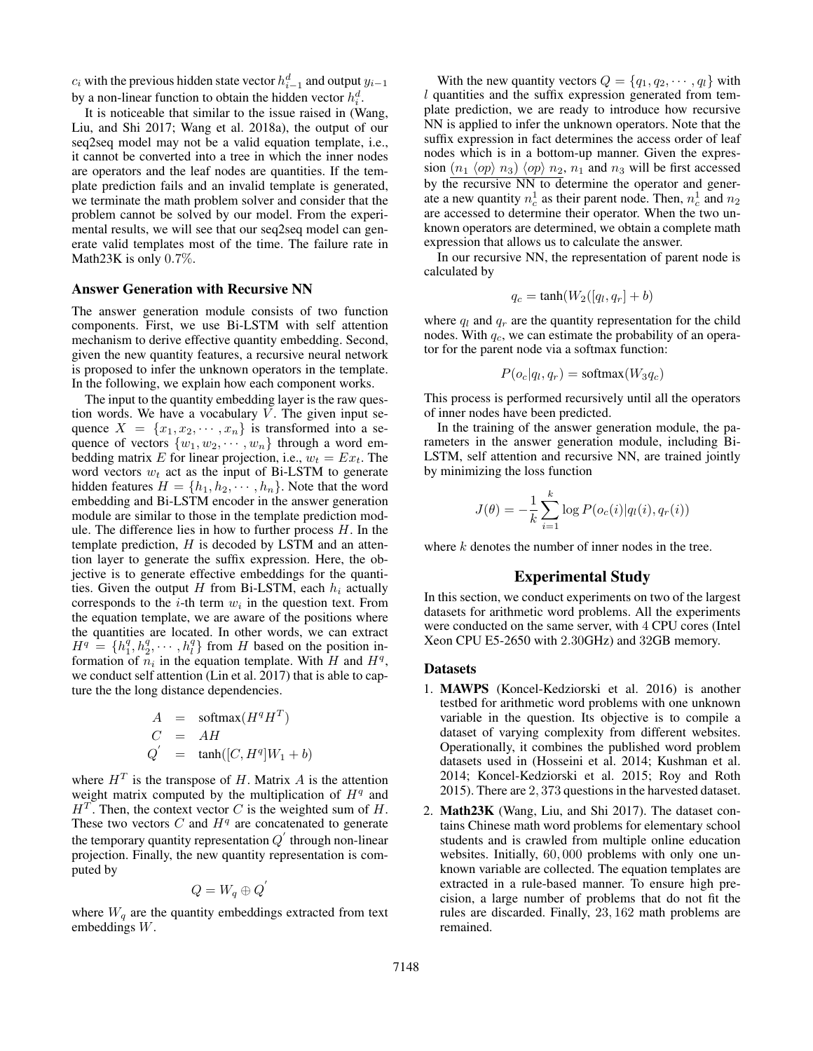$c_i$ with the previous hidden state vector $h_{i-1}^d$ and output $y_{i-1}$ by a non-linear function to obtain the hidden vector $h_i^d$.

It is noticeable that similar to the issue raised in (Wang, Liu, and Shi 2017; Wang et al. 2018a), the output of our seq2seq model may not be a valid equation template, i.e., it cannot be converted into a tree in which the inner nodes are operators and the leaf nodes are quantities. If the template prediction fails and an invalid template is generated, we terminate the math problem solver and consider that the problem cannot be solved by our model. From the experimental results, we will see that our seq2seq model can generate valid templates most of the time. The failure rate in Math23K is only $0.7\%$.

### Answer Generation with Recursive NN

The answer generation module consists of two function components. First, we use Bi-LSTM with self attention mechanism to derive effective quantity embedding. Second, given the new quantity features, a recursive neural network is proposed to infer the unknown operators in the template. In the following, we explain how each component works.

The input to the quantity embedding layer is the raw question words. We have a vocabulary $V$. The given input sequence $X = \{x_1, x_2, \cdots, x_n\}$ is transformed into a sequence of vectors $\{w_1, w_2, \cdots, w_n\}$ through a word embedding matrix $E$ for linear projection, i.e., $w_t = Ex_t$. The word vectors $w_t$ act as the input of Bi-LSTM to generate hidden features $H = \{h_1, h_2, \cdots, h_n\}$. Note that the word embedding and Bi-LSTM encoder in the answer generation module are similar to those in the template prediction module. The difference lies in how to further process $H$. In the template prediction, $H$ is decoded by LSTM and an attention layer to generate the suffix expression. Here, the objective is to generate effective embeddings for the quantities. Given the output $H$ from Bi-LSTM, each $h_i$ actually corresponds to the $i$-th term $w_i$ in the question text. From the equation template, we are aware of the positions where the quantities are located. In other words, we can extract $H^q = \{h_1^q, h_2^q, \cdots, h_l^q\}$ from $H$ based on the position information of $n_i$ in the equation template. With $H$ and $H^q$, we conduct self attention (Lin et al. 2017) that is able to capture the the long distance dependencies.

$$
\begin{aligned}
A &= \text{softmax}(H^q H^T) \\
C &= AH \\
Q^{'} &= \tanh([C, H^q]W_1 + b)
\end{aligned}
$$

where $H^T$ is the transpose of $H$. Matrix $A$ is the attention weight matrix computed by the multiplication of $H^q$ and $H^T$. Then, the context vector $C$ is the weighted sum of $H$. These two vectors $C$ and $H^q$ are concatenated to generate the temporary quantity representation $Q^{'}$ through non-linear projection. Finally, the new quantity representation is computed by

$$
Q = W_q \oplus Q^{'}
$$

where $W_q$ are the quantity embeddings extracted from text embeddings $W$.

With the new quantity vectors $Q = \{q_1, q_2, \cdots, q_l\}$ with $l$ quantities and the suffix expression generated from template prediction, we are ready to introduce how recursive NN is applied to infer the unknown operators. Note that the suffix expression in fact determines the access order of leaf nodes which is in a bottom-up manner. Given the expression $\underline{(n_1 \ \langle op \rangle \ n_3)} \ \langle op \rangle \ n_2$, $n_1$ and $n_3$ will be first accessed by the recursive NN to determine the operator and generate a new quantity $n_c^1$ as their parent node. Then, $n_c^1$ and $n_2$ are accessed to determine their operator. When the two unknown operators are determined, we obtain a complete math expression that allows us to calculate the answer.

In our recursive NN, the representation of parent node is calculated by

$$
q_c = \tanh(W_2([q_l, q_r] + b)
$$

where $q_l$ and $q_r$ are the quantity representation for the child nodes. With $q_c$, we can estimate the probability of an operator for the parent node via a softmax function:

$$
P(o_c | q_l, q_r) = \text{softmax}(W_3 q_c)
$$

This process is performed recursively until all the operators of inner nodes have been predicted.

In the training of the answer generation module, the parameters in the answer generation module, including Bi-LSTM, self attention and recursive NN, are trained jointly by minimizing the loss function

$$
J(\theta) = -\frac{1}{k} \sum_{i=1}^{k} \log P(o_c(i) | q_l(i), q_r(i))
$$

where $k$ denotes the number of inner nodes in the tree.

## Experimental Study

In this section, we conduct experiments on two of the largest datasets for arithmetic word problems. All the experiments were conducted on the same server, with 4 CPU cores (Intel Xeon CPU E5-2650 with 2.30GHz) and 32GB memory.

### Datasets

1. **MAWPS** (Koncel-Kedziorski et al. 2016) is another testbed for arithmetic word problems with one unknown variable in the question. Its objective is to compile a dataset of varying complexity from different websites. Operationally, it combines the published word problem datasets used in (Hosseini et al. 2014; Kushman et al. 2014; Koncel-Kedziorski et al. 2015; Roy and Roth 2015). There are 2,373 questions in the harvested dataset.
2. **Math23K** (Wang, Liu, and Shi 2017). The dataset contains Chinese math word problems for elementary school students and is crawled from multiple online education websites. Initially, 60,000 problems with only one unknown variable are collected. The equation templates are extracted in a rule-based manner. To ensure high precision, a large number of problems that do not fit the rules are discarded. Finally, 23,162 math problems are remained.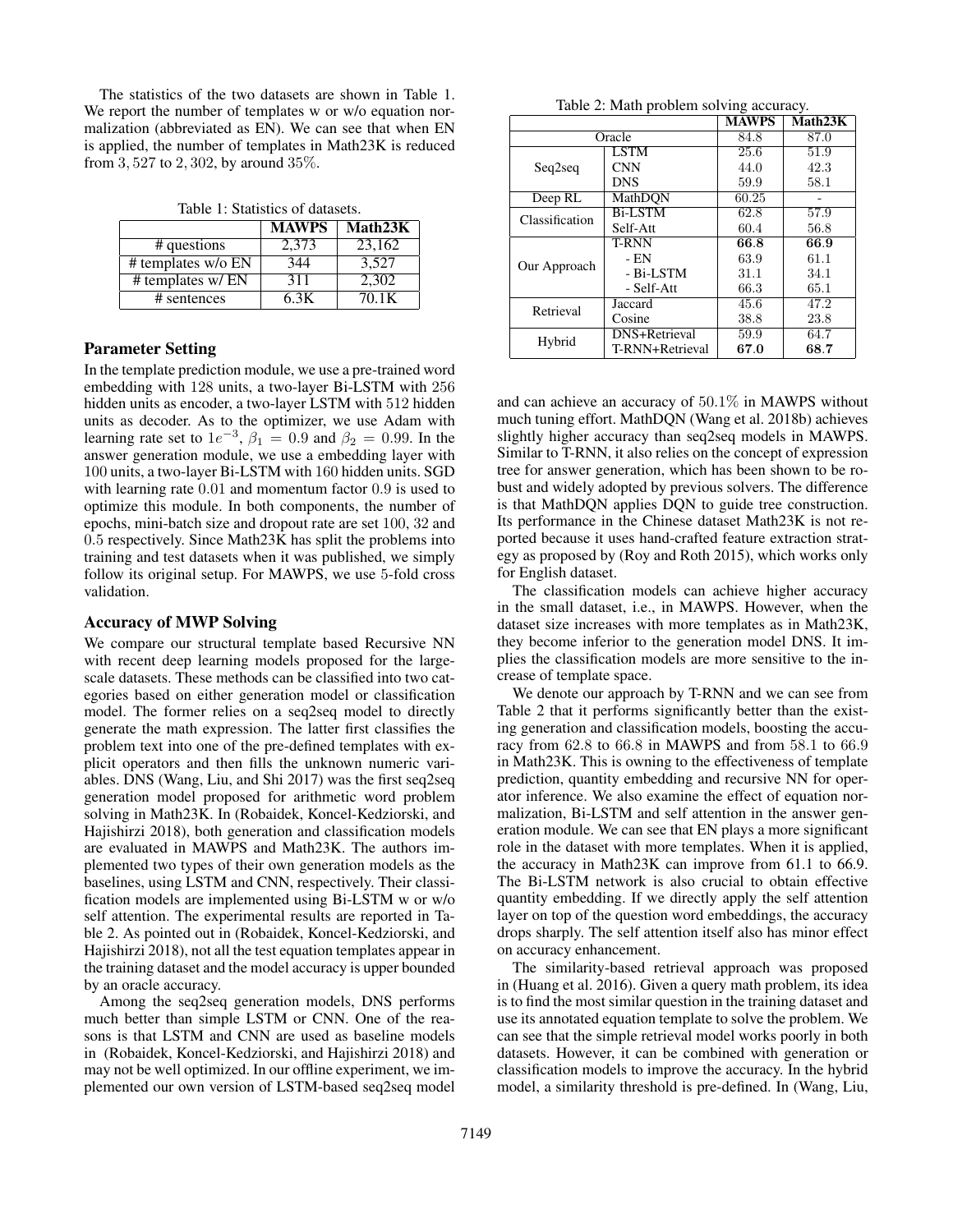The statistics of the two datasets are shown in Table 1. We report the number of templates w or w/o equation normalization (abbreviated as EN). We can see that when EN is applied, the number of templates in Math23K is reduced from 3,527 to 2,302, by around 35%.

Table 1: Statistics of datasets.

| | **MAWPS** | **Math23K** |
|---|---|---|
| # questions | 2,373 | 23,162 |
| # templates w/o EN | 344 | 3,527 |
| # templates w/ EN | 311 | 2,302 |
| # sentences | 6.3K | 70.1K |

### Parameter Setting

In the template prediction module, we use a pre-trained word embedding with 128 units, a two-layer Bi-LSTM with 256 hidden units as encoder, a two-layer LSTM with 512 hidden units as decoder. As to the optimizer, we use Adam with learning rate set to $1e^{-3}$, $\beta_1 = 0.9$ and $\beta_2 = 0.99$. In the answer generation module, we use a embedding layer with 100 units, a two-layer Bi-LSTM with 160 hidden units. SGD with learning rate 0.01 and momentum factor 0.9 is used to optimize this module. In both components, the number of epochs, mini-batch size and dropout rate are set 100, 32 and 0.5 respectively. Since Math23K has split the problems into training and test datasets when it was published, we simply follow its original setup. For MAWPS, we use 5-fold cross validation.

### Accuracy of MWP Solving

We compare our structural template based Recursive NN with recent deep learning models proposed for the large-scale datasets. These methods can be classified into two categories based on either generation model or classification model. The former relies on a seq2seq model to directly generate the math expression. The latter first classifies the problem text into one of the pre-defined templates with explicit operators and then fills the unknown numeric variables. DNS (Wang, Liu, and Shi 2017) was the first seq2seq generation model proposed for arithmetic word problem solving in Math23K. In (Robaidek, Koncel-Kedziorski, and Hajishirzi 2018), both generation and classification models are evaluated in MAWPS and Math23K. The authors implemented two types of their own generation models as the baselines, using LSTM and CNN, respectively. Their classification models are implemented using Bi-LSTM w or w/o self attention. The experimental results are reported in Table 2. As pointed out in (Robaidek, Koncel-Kedziorski, and Hajishirzi 2018), not all the test equation templates appear in the training dataset and the model accuracy is upper bounded by an oracle accuracy.

Among the seq2seq generation models, DNS performs much better than simple LSTM or CNN. One of the reasons is that LSTM and CNN are used as baseline models in (Robaidek, Koncel-Kedziorski, and Hajishirzi 2018) and may not be well optimized. In our offline experiment, we implemented our own version of LSTM-based seq2seq model and can achieve an accuracy of 50.1% in MAWPS without much tuning effort. MathDQN (Wang et al. 2018b) achieves slightly higher accuracy than seq2seq models in MAWPS. Similar to T-RNN, it also relies on the concept of expression tree for answer generation, which has been shown to be robust and widely adopted by previous solvers. The difference is that MathDQN applies DQN to guide tree construction. Its performance in the Chinese dataset Math23K is not reported because it uses hand-crafted feature extraction strategy as proposed by (Roy and Roth 2015), which works only for English dataset.

Table 2: Math problem solving accuracy.

| | | **MAWPS** | **Math23K** |
|---|---|---|---|
| Oracle | | 84.8 | 87.0 |
| Seq2seq | LSTM | 25.6 | 51.9 |
| | CNN | 44.0 | 42.3 |
| | DNS | 59.9 | 58.1 |
| Deep RL | MathDQN | 60.25 | - |
| Classification | Bi-LSTM | 62.8 | 57.9 |
| | Self-Att | 60.4 | 56.8 |
| Our Approach | T-RNN | **66.8** | **66.9** |
| | - EN | 63.9 | 61.1 |
| | - Bi-LSTM | 31.1 | 34.1 |
| | - Self-Att | 66.3 | 65.1 |
| Retrieval | Jaccard | 45.6 | 47.2 |
| | Cosine | 38.8 | 23.8 |
| Hybrid | DNS+Retrieval | 59.9 | 64.7 |
| | T-RNN+Retrieval | **67.0** | **68.7** |

The classification models can achieve higher accuracy in the small dataset, i.e., in MAWPS. However, when the dataset size increases with more templates as in Math23K, they become inferior to the generation model DNS. It implies the classification models are more sensitive to the increase of template space.

We denote our approach by T-RNN and we can see from Table 2 that it performs significantly better than the existing generation and classification models, boosting the accuracy from 62.8 to 66.8 in MAWPS and from 58.1 to 66.9 in Math23K. This is owning to the effectiveness of template prediction, quantity embedding and recursive NN for operator inference. We also examine the effect of equation normalization, Bi-LSTM and self attention in the answer generation module. We can see that EN plays a more significant role in the dataset with more templates. When it is applied, the accuracy in Math23K can improve from 61.1 to 66.9. The Bi-LSTM network is also crucial to obtain effective quantity embedding. If we directly apply the self attention layer on top of the question word embeddings, the accuracy drops sharply. The self attention itself also has minor effect on accuracy enhancement.

The similarity-based retrieval approach was proposed in (Huang et al. 2016). Given a query math problem, its idea is to find the most similar question in the training dataset and use its annotated equation template to solve the problem. We can see that the simple retrieval model works poorly in both datasets. However, it can be combined with generation or classification models to improve the accuracy. In the hybrid model, a similarity threshold is pre-defined. In (Wang, Liu,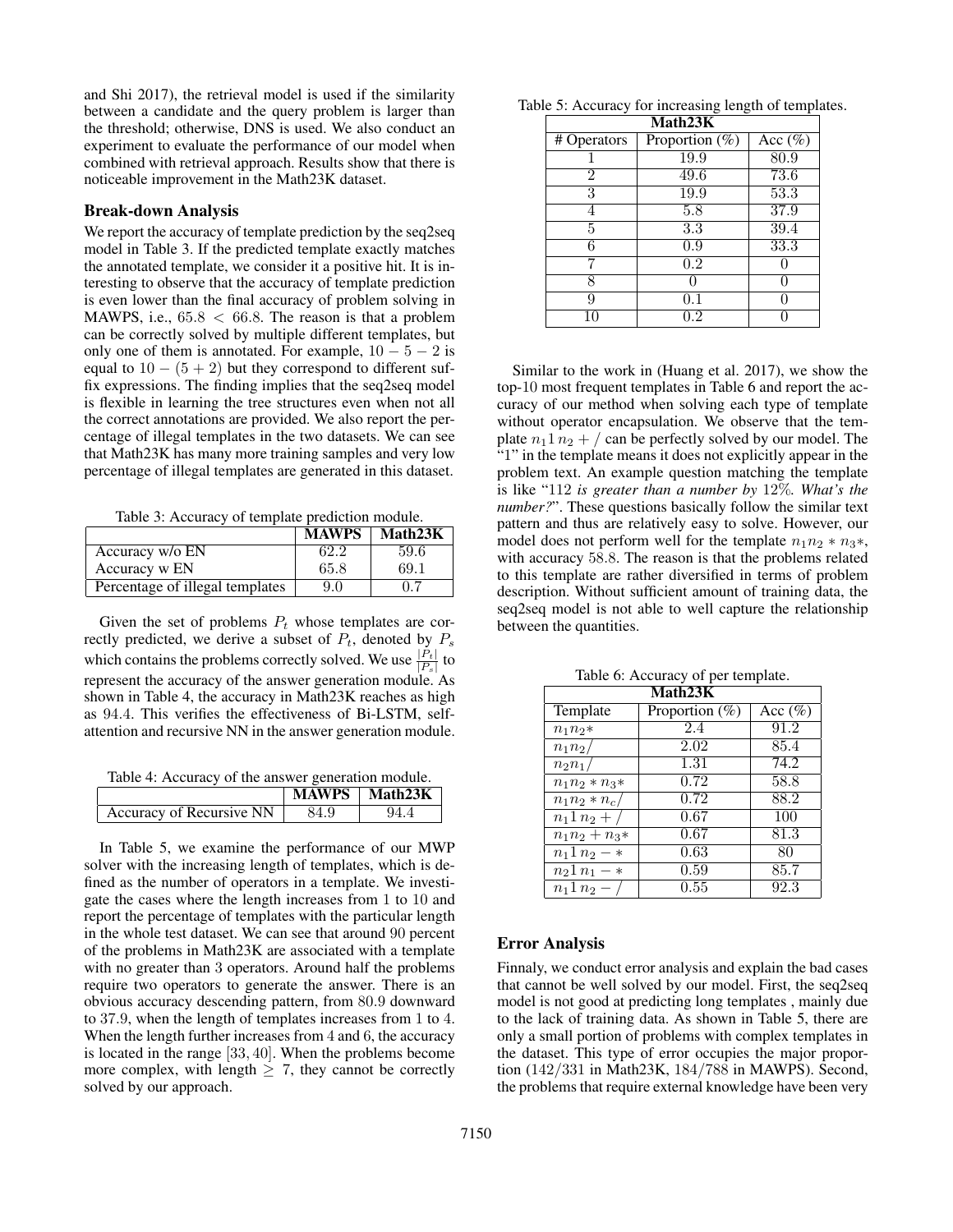and Shi 2017), the retrieval model is used if the similarity between a candidate and the query problem is larger than the threshold; otherwise, DNS is used. We also conduct an experiment to evaluate the performance of our model when combined with retrieval approach. Results show that there is noticeable improvement in the Math23K dataset.

## Break-down Analysis

We report the accuracy of template prediction by the seq2seq model in Table 3. If the predicted template exactly matches the annotated template, we consider it a positive hit. It is interesting to observe that the accuracy of template prediction is even lower than the final accuracy of problem solving in MAWPS, i.e., $65.8 < 66.8$. The reason is that a problem can be correctly solved by multiple different templates, but only one of them is annotated. For example, $10 - 5 - 2$ is equal to $10 - (5 + 2)$ but they correspond to different suffix expressions. The finding implies that the seq2seq model is flexible in learning the tree structures even when not all the correct annotations are provided. We also report the percentage of illegal templates in the two datasets. We can see that Math23K has many more training samples and very low percentage of illegal templates are generated in this dataset.

Table 3: Accuracy of template prediction module.

| | MAWPS | Math23K |
|---|---|---|
| Accuracy w/o EN | 62.2 | 59.6 |
| Accuracy w EN | 65.8 | 69.1 |
| Percentage of illegal templates | 9.0 | 0.7 |

Given the set of problems $P_t$ whose templates are correctly predicted, we derive a subset of $P_t$, denoted by $P_s$ which contains the problems correctly solved. We use $\frac{|P_t|}{|P_s|}$ to represent the accuracy of the answer generation module. As shown in Table 4, the accuracy in Math23K reaches as high as 94.4. This verifies the effectiveness of Bi-LSTM, self-attention and recursive NN in the answer generation module.

Table 4: Accuracy of the answer generation module.

| | MAWPS | Math23K |
|---|---|---|
| Accuracy of Recursive NN | 84.9 | 94.4 |

In Table 5, we examine the performance of our MWP solver with the increasing length of templates, which is defined as the number of operators in a template. We investigate the cases where the length increases from 1 to 10 and report the percentage of templates with the particular length in the whole test dataset. We can see that around 90 percent of the problems in Math23K are associated with a template with no greater than 3 operators. Around half the problems require two operators to generate the answer. There is an obvious accuracy descending pattern, from 80.9 downward to 37.9, when the length of templates increases from 1 to 4. When the length further increases from 4 and 6, the accuracy is located in the range $[33, 40]$. When the problems become more complex, with length $\geq 7$, they cannot be correctly solved by our approach.

Table 5: Accuracy for increasing length of templates.

| Math23K | | |
|---|---|---|
| # Operators | Proportion (%) | Acc (%) |
| 1 | 19.9 | 80.9 |
| 2 | 49.6 | 73.6 |
| 3 | 19.9 | 53.3 |
| 4 | 5.8 | 37.9 |
| 5 | 3.3 | 39.4 |
| 6 | 0.9 | 33.3 |
| 7 | 0.2 | 0 |
| 8 | 0 | 0 |
| 9 | 0.1 | 0 |
| 10 | 0.2 | 0 |

Similar to the work in (Huang et al. 2017), we show the top-10 most frequent templates in Table 6 and report the accuracy of our method when solving each type of template without operator encapsulation. We observe that the template $n_1 1\, n_2 + /$ can be perfectly solved by our model. The "1" in the template means it does not explicitly appear in the problem text. An example question matching the template is like "112 *is greater than a number by* 12%. *What's the number?*". These questions basically follow the similar text pattern and thus are relatively easy to solve. However, our model does not perform well for the template $n_1 n_2 * n_3 *$, with accuracy 58.8. The reason is that the problems related to this template are rather diversified in terms of problem description. Without sufficient amount of training data, the seq2seq model is not able to well capture the relationship between the quantities.

Table 6: Accuracy of per template.

| Math23K | | |
|---|---|---|
| Template | Proportion (%) | Acc (%) |
| $n_1 n_2 *$ | 2.4 | 91.2 |
| $n_1 n_2 /$ | 2.02 | 85.4 |
| $n_2 n_1 /$ | 1.31 | 74.2 |
| $n_1 n_2 * n_3 *$ | 0.72 | 58.8 |
| $n_1 n_2 * n_c /$ | 0.72 | 88.2 |
| $n_1 1\, n_2 + /$ | 0.67 | 100 |
| $n_1 n_2 + n_3 *$ | 0.67 | 81.3 |
| $n_1 1\, n_2 - *$ | 0.63 | 80 |
| $n_2 1\, n_1 - *$ | 0.59 | 85.7 |
| $n_1 1\, n_2 - /$ | 0.55 | 92.3 |

## Error Analysis

Finnaly, we conduct error analysis and explain the bad cases that cannot be well solved by our model. First, the seq2seq model is not good at predicting long templates , mainly due to the lack of training data. As shown in Table 5, there are only a small portion of problems with complex templates in the dataset. This type of error occupies the major proportion ($142/331$ in Math23K, $184/788$ in MAWPS). Second, the problems that require external knowledge have been very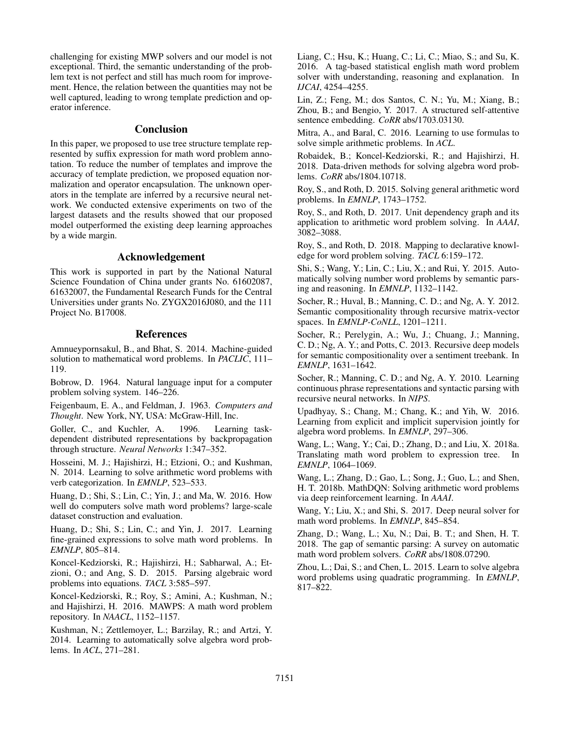challenging for existing MWP solvers and our model is not exceptional. Third, the semantic understanding of the problem text is not perfect and still has much room for improvement. Hence, the relation between the quantities may not be well captured, leading to wrong template prediction and operator inference.

## Conclusion

In this paper, we proposed to use tree structure template represented by suffix expression for math word problem annotation. To reduce the number of templates and improve the accuracy of template prediction, we proposed equation normalization and operator encapsulation. The unknown operators in the template are inferred by a recursive neural network. We conducted extensive experiments on two of the largest datasets and the results showed that our proposed model outperformed the existing deep learning approaches by a wide margin.

## Acknowledgement

This work is supported in part by the National Natural Science Foundation of China under grants No. 61602087, 61632007, the Fundamental Research Funds for the Central Universities under grants No. ZYGX2016J080, and the 111 Project No. B17008.

## References

Amnueypornsakul, B., and Bhat, S. 2014. Machine-guided solution to mathematical word problems. In *PACLIC*, 111–119.

Bobrow, D. 1964. Natural language input for a computer problem solving system. 146–226.

Feigenbaum, E. A., and Feldman, J. 1963. *Computers and Thought*. New York, NY, USA: McGraw-Hill, Inc.

Goller, C., and Kuchler, A. 1996. Learning task-dependent distributed representations by backpropagation through structure. *Neural Networks* 1:347–352.

Hosseini, M. J.; Hajishirzi, H.; Etzioni, O.; and Kushman, N. 2014. Learning to solve arithmetic word problems with verb categorization. In *EMNLP*, 523–533.

Huang, D.; Shi, S.; Lin, C.; Yin, J.; and Ma, W. 2016. How well do computers solve math word problems? large-scale dataset construction and evaluation.

Huang, D.; Shi, S.; Lin, C.; and Yin, J. 2017. Learning fine-grained expressions to solve math word problems. In *EMNLP*, 805–814.

Koncel-Kedziorski, R.; Hajishirzi, H.; Sabharwal, A.; Etzioni, O.; and Ang, S. D. 2015. Parsing algebraic word problems into equations. *TACL* 3:585–597.

Koncel-Kedziorski, R.; Roy, S.; Amini, A.; Kushman, N.; and Hajishirzi, H. 2016. MAWPS: A math word problem repository. In *NAACL*, 1152–1157.

Kushman, N.; Zettlemoyer, L.; Barzilay, R.; and Artzi, Y. 2014. Learning to automatically solve algebra word problems. In *ACL*, 271–281.

Liang, C.; Hsu, K.; Huang, C.; Li, C.; Miao, S.; and Su, K. 2016. A tag-based statistical english math word problem solver with understanding, reasoning and explanation. In *IJCAI*, 4254–4255.

Lin, Z.; Feng, M.; dos Santos, C. N.; Yu, M.; Xiang, B.; Zhou, B.; and Bengio, Y. 2017. A structured self-attentive sentence embedding. *CoRR* abs/1703.03130.

Mitra, A., and Baral, C. 2016. Learning to use formulas to solve simple arithmetic problems. In *ACL*.

Robaidek, B.; Koncel-Kedziorski, R.; and Hajishirzi, H. 2018. Data-driven methods for solving algebra word problems. *CoRR* abs/1804.10718.

Roy, S., and Roth, D. 2015. Solving general arithmetic word problems. In *EMNLP*, 1743–1752.

Roy, S., and Roth, D. 2017. Unit dependency graph and its application to arithmetic word problem solving. In *AAAI*, 3082–3088.

Roy, S., and Roth, D. 2018. Mapping to declarative knowledge for word problem solving. *TACL* 6:159–172.

Shi, S.; Wang, Y.; Lin, C.; Liu, X.; and Rui, Y. 2015. Automatically solving number word problems by semantic parsing and reasoning. In *EMNLP*, 1132–1142.

Socher, R.; Huval, B.; Manning, C. D.; and Ng, A. Y. 2012. Semantic compositionality through recursive matrix-vector spaces. In *EMNLP-CoNLL*, 1201–1211.

Socher, R.; Perelygin, A.; Wu, J.; Chuang, J.; Manning, C. D.; Ng, A. Y.; and Potts, C. 2013. Recursive deep models for semantic compositionality over a sentiment treebank. In *EMNLP*, 1631–1642.

Socher, R.; Manning, C. D.; and Ng, A. Y. 2010. Learning continuous phrase representations and syntactic parsing with recursive neural networks. In *NIPS*.

Upadhyay, S.; Chang, M.; Chang, K.; and Yih, W. 2016. Learning from explicit and implicit supervision jointly for algebra word problems. In *EMNLP*, 297–306.

Wang, L.; Wang, Y.; Cai, D.; Zhang, D.; and Liu, X. 2018a. Translating math word problem to expression tree. In *EMNLP*, 1064–1069.

Wang, L.; Zhang, D.; Gao, L.; Song, J.; Guo, L.; and Shen, H. T. 2018b. MathDQN: Solving arithmetic word problems via deep reinforcement learning. In *AAAI*.

Wang, Y.; Liu, X.; and Shi, S. 2017. Deep neural solver for math word problems. In *EMNLP*, 845–854.

Zhang, D.; Wang, L.; Xu, N.; Dai, B. T.; and Shen, H. T. 2018. The gap of semantic parsing: A survey on automatic math word problem solvers. *CoRR* abs/1808.07290.

Zhou, L.; Dai, S.; and Chen, L. 2015. Learn to solve algebra word problems using quadratic programming. In *EMNLP*, 817–822.